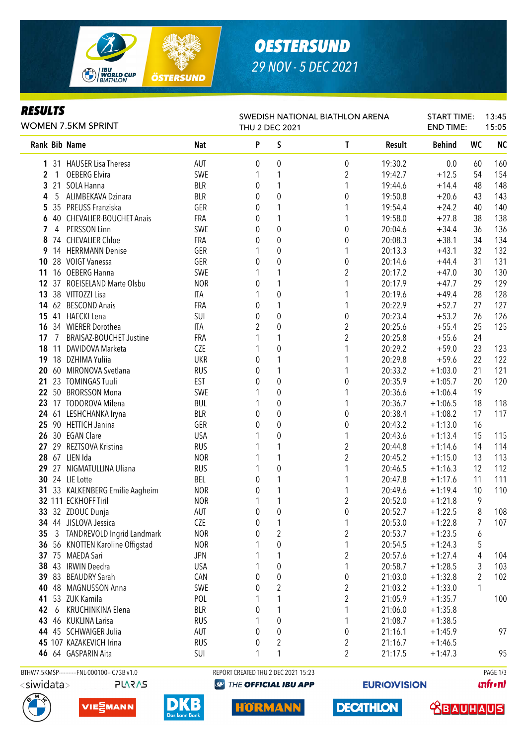# OESTERSUND

*29 NOV - 5 DEC 2021*

## RESULTS

WOMEN 7.5KM SPRINT

SWEDISH NATIONAL BIATHLON ARENA
THU 2 DEC 2021

START TIME: 13:45
END TIME: 15:05

| Rank | Bib | Name | Nat | P | S | T | Result | Behind | WC | NC |
|---|---|---|---|---|---|---|---|---|---|---|
| 1 | 31 | HAUSER Lisa Theresa | AUT | 0 | 0 | 0 | 19:30.2 | 0.0 | 60 | 160 |
| 2 | 1 | OEBERG Elvira | SWE | 1 | 1 | 2 | 19:42.7 | +12.5 | 54 | 154 |
| 3 | 21 | SOLA Hanna | BLR | 0 | 1 | 1 | 19:44.6 | +14.4 | 48 | 148 |
| 4 | 5 | ALIMBEKAVA Dzinara | BLR | 0 | 0 | 0 | 19:50.8 | +20.6 | 43 | 143 |
| 5 | 35 | PREUSS Franziska | GER | 0 | 1 | 1 | 19:54.4 | +24.2 | 40 | 140 |
| 6 | 40 | CHEVALIER-BOUCHET Anais | FRA | 0 | 1 | 1 | 19:58.0 | +27.8 | 38 | 138 |
| 7 | 4 | PERSSON Linn | SWE | 0 | 0 | 0 | 20:04.6 | +34.4 | 36 | 136 |
| 8 | 74 | CHEVALIER Chloe | FRA | 0 | 0 | 0 | 20:08.3 | +38.1 | 34 | 134 |
| 9 | 14 | HERRMANN Denise | GER | 1 | 0 | 1 | 20:13.3 | +43.1 | 32 | 132 |
| 10 | 28 | VOIGT Vanessa | GER | 0 | 0 | 0 | 20:14.6 | +44.4 | 31 | 131 |
| 11 | 16 | OEBERG Hanna | SWE | 1 | 1 | 2 | 20:17.2 | +47.0 | 30 | 130 |
| 12 | 37 | ROEISELAND Marte Olsbu | NOR | 0 | 1 | 1 | 20:17.9 | +47.7 | 29 | 129 |
| 13 | 38 | VITTOZZI Lisa | ITA | 1 | 0 | 1 | 20:19.6 | +49.4 | 28 | 128 |
| 14 | 62 | BESCOND Anais | FRA | 0 | 1 | 1 | 20:22.9 | +52.7 | 27 | 127 |
| 15 | 41 | HAECKI Lena | SUI | 0 | 0 | 0 | 20:23.4 | +53.2 | 26 | 126 |
| 16 | 34 | WIERER Dorothea | ITA | 2 | 0 | 2 | 20:25.6 | +55.4 | 25 | 125 |
| 17 | 7 | BRAISAZ-BOUCHET Justine | FRA | 1 | 1 | 2 | 20:25.8 | +55.6 | 24 | |
| 18 | 11 | DAVIDOVA Marketa | CZE | 1 | 0 | 1 | 20:29.2 | +59.0 | 23 | 123 |
| 19 | 18 | DZHIMA Yuliia | UKR | 0 | 1 | 1 | 20:29.8 | +59.6 | 22 | 122 |
| 20 | 60 | MIRONOVA Svetlana | RUS | 0 | 1 | 1 | 20:33.2 | +1:03.0 | 21 | 121 |
| 21 | 23 | TOMINGAS Tuuli | EST | 0 | 0 | 0 | 20:35.9 | +1:05.7 | 20 | 120 |
| 22 | 50 | BRORSSON Mona | SWE | 1 | 0 | 1 | 20:36.6 | +1:06.4 | 19 | |
| 23 | 17 | TODOROVA Milena | BUL | 1 | 0 | 1 | 20:36.7 | +1:06.5 | 18 | 118 |
| 24 | 61 | LESHCHANKA Iryna | BLR | 0 | 0 | 0 | 20:38.4 | +1:08.2 | 17 | 117 |
| 25 | 90 | HETTICH Janina | GER | 0 | 0 | 0 | 20:43.2 | +1:13.0 | 16 | |
| 26 | 30 | EGAN Clare | USA | 1 | 0 | 1 | 20:43.6 | +1:13.4 | 15 | 115 |
| 27 | 29 | REZTSOVA Kristina | RUS | 1 | 1 | 2 | 20:44.8 | +1:14.6 | 14 | 114 |
| 28 | 67 | LIEN Ida | NOR | 1 | 1 | 2 | 20:45.2 | +1:15.0 | 13 | 113 |
| 29 | 27 | NIGMATULLINA Uliana | RUS | 1 | 0 | 1 | 20:46.5 | +1:16.3 | 12 | 112 |
| 30 | 24 | LIE Lotte | BEL | 0 | 1 | 1 | 20:47.8 | +1:17.6 | 11 | 111 |
| 31 | 33 | KALKENBERG Emilie Aagheim | NOR | 0 | 1 | 1 | 20:49.6 | +1:19.4 | 10 | 110 |
| 32 | 111 | ECKHOFF Tiril | NOR | 1 | 1 | 2 | 20:52.0 | +1:21.8 | 9 | |
| 33 | 32 | ZDOUC Dunja | AUT | 0 | 0 | 0 | 20:52.7 | +1:22.5 | 8 | 108 |
| 34 | 44 | JISLOVA Jessica | CZE | 0 | 1 | 1 | 20:53.0 | +1:22.8 | 7 | 107 |
| 35 | 3 | TANDREVOLD Ingrid Landmark | NOR | 0 | 2 | 2 | 20:53.7 | +1:23.5 | 6 | |
| 36 | 56 | KNOTTEN Karoline Offigstad | NOR | 1 | 0 | 1 | 20:54.5 | +1:24.3 | 5 | |
| 37 | 75 | MAEDA Sari | JPN | 1 | 1 | 2 | 20:57.6 | +1:27.4 | 4 | 104 |
| 38 | 43 | IRWIN Deedra | USA | 1 | 0 | 1 | 20:58.7 | +1:28.5 | 3 | 103 |
| 39 | 83 | BEAUDRY Sarah | CAN | 0 | 0 | 0 | 21:03.0 | +1:32.8 | 2 | 102 |
| 40 | 48 | MAGNUSSON Anna | SWE | 0 | 2 | 2 | 21:03.2 | +1:33.0 | 1 | |
| 41 | 53 | ZUK Kamila | POL | 1 | 1 | 2 | 21:05.9 | +1:35.7 | | 100 |
| 42 | 6 | KRUCHINKINA Elena | BLR | 0 | 1 | 1 | 21:06.0 | +1:35.8 | | |
| 43 | 46 | KUKLINA Larisa | RUS | 1 | 0 | 1 | 21:08.7 | +1:38.5 | | |
| 44 | 45 | SCHWAIGER Julia | AUT | 0 | 0 | 0 | 21:16.1 | +1:45.9 | | 97 |
| 45 | 107 | KAZAKEVICH Irina | RUS | 0 | 2 | 2 | 21:16.7 | +1:46.5 | | |
| 46 | 64 | GASPARIN Aita | SUI | 1 | 1 | 2 | 21:17.5 | +1:47.3 | | 95 |

BTHW7.5KMSP----------FNL-000100-- C73B v1.0

REPORT CREATED THU 2 DEC 2021 15:23

THE OFFICIAL IBU APP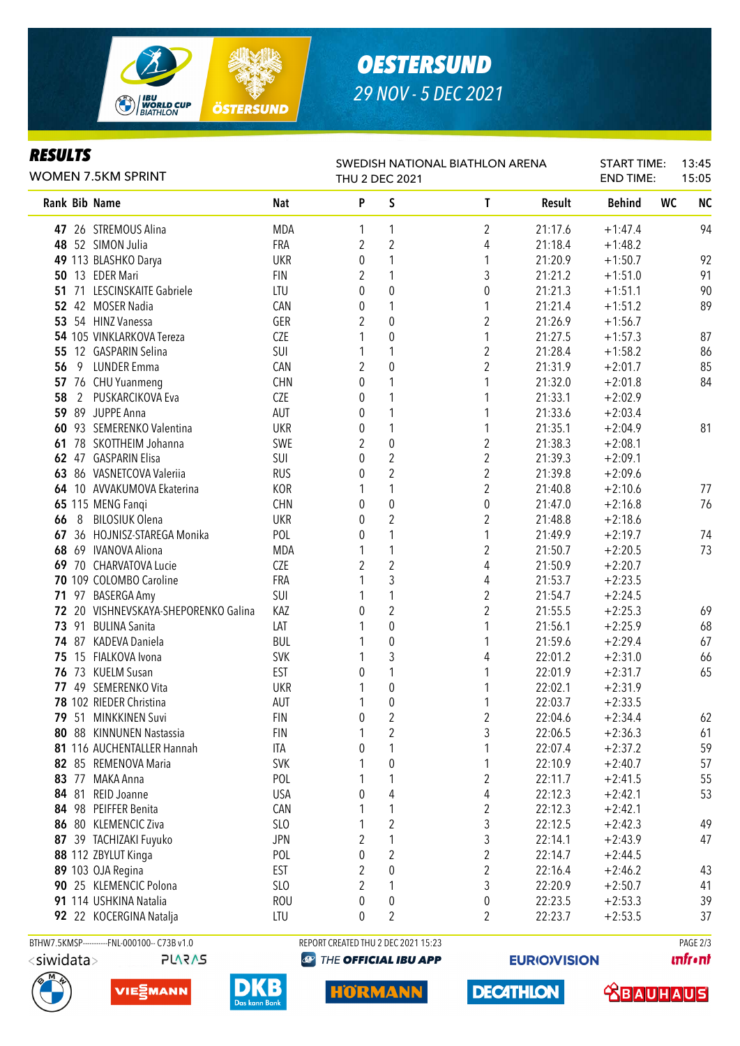# OESTERSUND

29 NOV - 5 DEC 2021

## RESULTS

WOMEN 7.5KM SPRINT

SWEDISH NATIONAL BIATHLON ARENA
THU 2 DEC 2021

START TIME: 13:45
END TIME: 15:05

| Rank | Bib | Name | Nat | P | S | T | Result | Behind | WC | NC |
|---|---|---|---|---|---|---|---|---|---|---|
| 47 | 26 | STREMOUS Alina | MDA | 1 | 1 | 2 | 21:17.6 | +1:47.4 | | 94 |
| 48 | 52 | SIMON Julia | FRA | 2 | 2 | 4 | 21:18.4 | +1:48.2 | | |
| 49 | 113 | BLASHKO Darya | UKR | 0 | 1 | 1 | 21:20.9 | +1:50.7 | | 92 |
| 50 | 13 | EDER Mari | FIN | 2 | 1 | 3 | 21:21.2 | +1:51.0 | | 91 |
| 51 | 71 | LESCINSKAITE Gabriele | LTU | 0 | 0 | 0 | 21:21.3 | +1:51.1 | | 90 |
| 52 | 42 | MOSER Nadia | CAN | 0 | 1 | 1 | 21:21.4 | +1:51.2 | | 89 |
| 53 | 54 | HINZ Vanessa | GER | 2 | 0 | 2 | 21:26.9 | +1:56.7 | | |
| 54 | 105 | VINKLARKOVA Tereza | CZE | 1 | 0 | 1 | 21:27.5 | +1:57.3 | | 87 |
| 55 | 12 | GASPARIN Selina | SUI | 1 | 1 | 2 | 21:28.4 | +1:58.2 | | 86 |
| 56 | 9 | LUNDER Emma | CAN | 2 | 0 | 2 | 21:31.9 | +2:01.7 | | 85 |
| 57 | 76 | CHU Yuanmeng | CHN | 0 | 1 | 1 | 21:32.0 | +2:01.8 | | 84 |
| 58 | 2 | PUSKARCIKOVA Eva | CZE | 0 | 1 | 1 | 21:33.1 | +2:02.9 | | |
| 59 | 89 | JUPPE Anna | AUT | 0 | 1 | 1 | 21:33.6 | +2:03.4 | | |
| 60 | 93 | SEMERENKO Valentina | UKR | 0 | 1 | 1 | 21:35.1 | +2:04.9 | | 81 |
| 61 | 78 | SKOTTHEIM Johanna | SWE | 2 | 0 | 2 | 21:38.3 | +2:08.1 | | |
| 62 | 47 | GASPARIN Elisa | SUI | 0 | 2 | 2 | 21:39.3 | +2:09.1 | | |
| 63 | 86 | VASNETCOVA Valeriia | RUS | 0 | 2 | 2 | 21:39.8 | +2:09.6 | | |
| 64 | 10 | AVVAKUMOVA Ekaterina | KOR | 1 | 1 | 2 | 21:40.8 | +2:10.6 | | 77 |
| 65 | 115 | MENG Fanqi | CHN | 0 | 0 | 0 | 21:47.0 | +2:16.8 | | 76 |
| 66 | 8 | BILOSIUK Olena | UKR | 0 | 2 | 2 | 21:48.8 | +2:18.6 | | |
| 67 | 36 | HOJNISZ-STAREGA Monika | POL | 0 | 1 | 1 | 21:49.9 | +2:19.7 | | 74 |
| 68 | 69 | IVANOVA Aliona | MDA | 1 | 1 | 2 | 21:50.7 | +2:20.5 | | 73 |
| 69 | 70 | CHARVATOVA Lucie | CZE | 2 | 2 | 4 | 21:50.9 | +2:20.7 | | |
| 70 | 109 | COLOMBO Caroline | FRA | 1 | 3 | 4 | 21:53.7 | +2:23.5 | | |
| 71 | 97 | BASERGA Amy | SUI | 1 | 1 | 2 | 21:54.7 | +2:24.5 | | |
| 72 | 20 | VISHNEVSKAYA-SHEPORENKO Galina | KAZ | 0 | 2 | 2 | 21:55.5 | +2:25.3 | | 69 |
| 73 | 91 | BULINA Sanita | LAT | 1 | 0 | 1 | 21:56.1 | +2:25.9 | | 68 |
| 74 | 87 | KADEVA Daniela | BUL | 1 | 0 | 1 | 21:59.6 | +2:29.4 | | 67 |
| 75 | 15 | FIALKOVA Ivona | SVK | 1 | 3 | 4 | 22:01.2 | +2:31.0 | | 66 |
| 76 | 73 | KUELM Susan | EST | 0 | 1 | 1 | 22:01.9 | +2:31.7 | | 65 |
| 77 | 49 | SEMERENKO Vita | UKR | 1 | 0 | 1 | 22:02.1 | +2:31.9 | | |
| 78 | 102 | RIEDER Christina | AUT | 1 | 0 | 1 | 22:03.7 | +2:33.5 | | |
| 79 | 51 | MINKKINEN Suvi | FIN | 0 | 2 | 2 | 22:04.6 | +2:34.4 | | 62 |
| 80 | 88 | KINNUNEN Nastassia | FIN | 1 | 2 | 3 | 22:06.5 | +2:36.3 | | 61 |
| 81 | 116 | AUCHENTALLER Hannah | ITA | 0 | 1 | 1 | 22:07.4 | +2:37.2 | | 59 |
| 82 | 85 | REMENOVA Maria | SVK | 1 | 0 | 1 | 22:10.9 | +2:40.7 | | 57 |
| 83 | 77 | MAKA Anna | POL | 1 | 1 | 2 | 22:11.7 | +2:41.5 | | 55 |
| 84 | 81 | REID Joanne | USA | 0 | 4 | 4 | 22:12.3 | +2:42.1 | | 53 |
| 84 | 98 | PEIFFER Benita | CAN | 1 | 1 | 2 | 22:12.3 | +2:42.1 | | |
| 86 | 80 | KLEMENCIC Ziva | SLO | 1 | 2 | 3 | 22:12.5 | +2:42.3 | | 49 |
| 87 | 39 | TACHIZAKI Fuyuko | JPN | 2 | 1 | 3 | 22:14.1 | +2:43.9 | | 47 |
| 88 | 112 | ZBYLUT Kinga | POL | 0 | 2 | 2 | 22:14.7 | +2:44.5 | | |
| 89 | 103 | OJA Regina | EST | 2 | 0 | 2 | 22:16.4 | +2:46.2 | | 43 |
| 90 | 25 | KLEMENCIC Polona | SLO | 2 | 1 | 3 | 22:20.9 | +2:50.7 | | 41 |
| 91 | 114 | USHKINA Natalia | ROU | 0 | 0 | 0 | 22:23.5 | +2:53.3 | | 39 |
| 92 | 22 | KOCERGINA Natalja | LTU | 0 | 2 | 2 | 22:23.7 | +2:53.5 | | 37 |

BTHW7.5KMSP----------FNL-000100-- C73B v1.0    REPORT CREATED THU 2 DEC 2021 15:23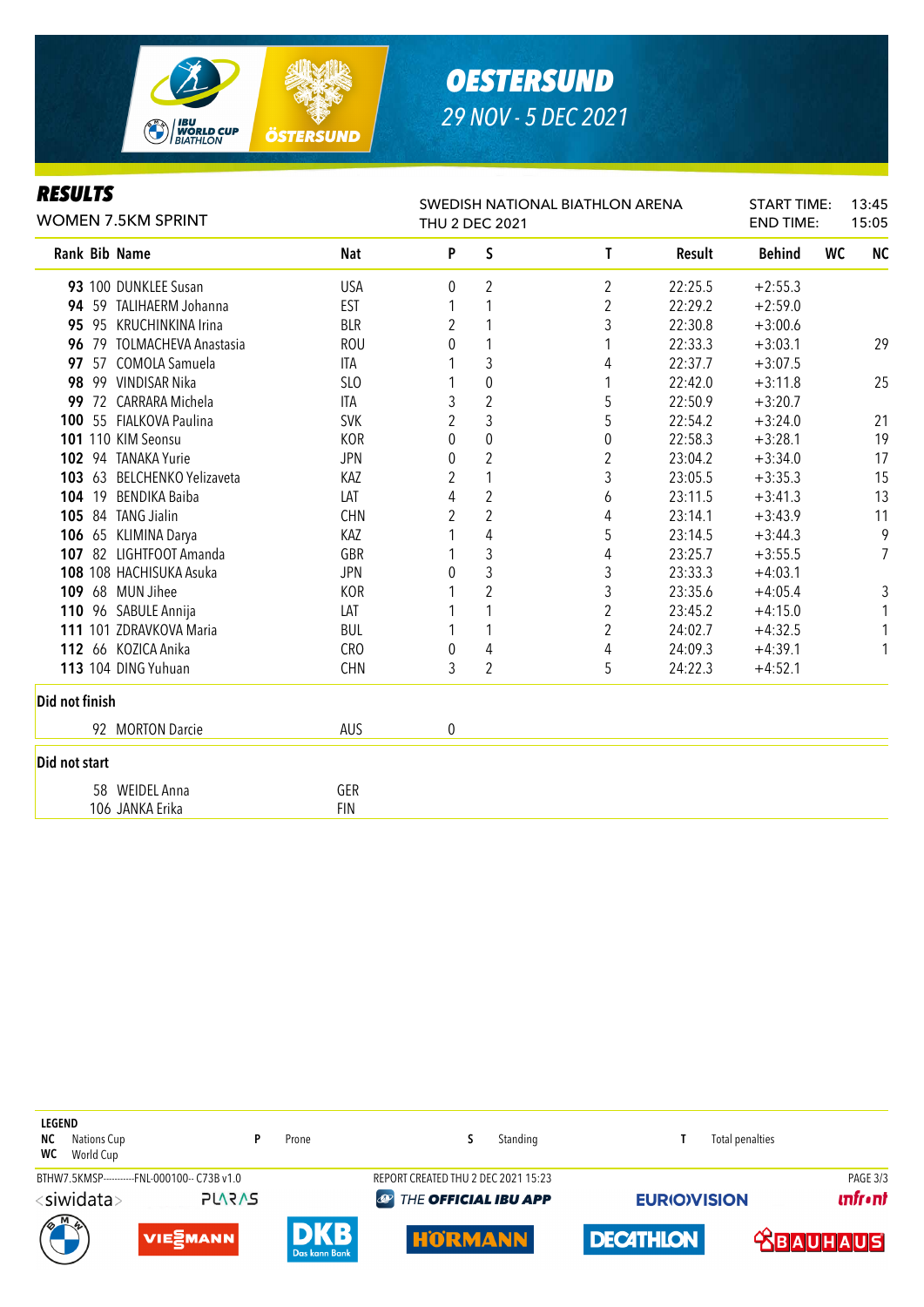# OESTERSUND

29 NOV - 5 DEC 2021

## RESULTS

WOMEN 7.5KM SPRINT

SWEDISH NATIONAL BIATHLON ARENA
THU 2 DEC 2021

START TIME: 13:45
END TIME: 15:05

| Rank | Bib | Name | Nat | P | S | T | Result | Behind | WC | NC |
|---|---|---|---|---|---|---|---|---|---|---|
| **93** | 100 | DUNKLEE Susan | USA | 0 | 2 | 2 | 22:25.5 | +2:55.3 | | |
| **94** | 59 | TALIHAERM Johanna | EST | 1 | 1 | 2 | 22:29.2 | +2:59.0 | | |
| **95** | 95 | KRUCHINKINA Irina | BLR | 2 | 1 | 3 | 22:30.8 | +3:00.6 | | |
| **96** | 79 | TOLMACHEVA Anastasia | ROU | 0 | 1 | 1 | 22:33.3 | +3:03.1 | | 29 |
| **97** | 57 | COMOLA Samuela | ITA | 1 | 3 | 4 | 22:37.7 | +3:07.5 | | |
| **98** | 99 | VINDISAR Nika | SLO | 1 | 0 | 1 | 22:42.0 | +3:11.8 | | 25 |
| **99** | 72 | CARRARA Michela | ITA | 3 | 2 | 5 | 22:50.9 | +3:20.7 | | |
| **100** | 55 | FIALKOVA Paulina | SVK | 2 | 3 | 5 | 22:54.2 | +3:24.0 | | 21 |
| **101** | 110 | KIM Seonsu | KOR | 0 | 0 | 0 | 22:58.3 | +3:28.1 | | 19 |
| **102** | 94 | TANAKA Yurie | JPN | 0 | 2 | 2 | 23:04.2 | +3:34.0 | | 17 |
| **103** | 63 | BELCHENKO Yelizaveta | KAZ | 2 | 1 | 3 | 23:05.5 | +3:35.3 | | 15 |
| **104** | 19 | BENDIKA Baiba | LAT | 4 | 2 | 6 | 23:11.5 | +3:41.3 | | 13 |
| **105** | 84 | TANG Jialin | CHN | 2 | 2 | 4 | 23:14.1 | +3:43.9 | | 11 |
| **106** | 65 | KLIMINA Darya | KAZ | 1 | 4 | 5 | 23:14.5 | +3:44.3 | | 9 |
| **107** | 82 | LIGHTFOOT Amanda | GBR | 1 | 3 | 4 | 23:25.7 | +3:55.5 | | 7 |
| **108** | 108 | HACHISUKA Asuka | JPN | 0 | 3 | 3 | 23:33.3 | +4:03.1 | | |
| **109** | 68 | MUN Jihee | KOR | 1 | 2 | 3 | 23:35.6 | +4:05.4 | | 3 |
| **110** | 96 | SABULE Annija | LAT | 1 | 1 | 2 | 23:45.2 | +4:15.0 | | 1 |
| **111** | 101 | ZDRAVKOVA Maria | BUL | 1 | 1 | 2 | 24:02.7 | +4:32.5 | | 1 |
| **112** | 66 | KOZICA Anika | CRO | 0 | 4 | 4 | 24:09.3 | +4:39.1 | | 1 |
| **113** | 104 | DING Yuhuan | CHN | 3 | 2 | 5 | 24:22.3 | +4:52.1 | | |

**Did not finish**

| Rank | Bib | Name | Nat | P | S | T | Result | Behind | WC | NC |
|---|---|---|---|---|---|---|---|---|---|---|
| | 92 | MORTON Darcie | AUS | 0 | | | | | | |

**Did not start**

| Rank | Bib | Name | Nat | P | S | T | Result | Behind | WC | NC |
|---|---|---|---|---|---|---|---|---|---|---|
| | 58 | WEIDEL Anna | GER | | | | | | | |
| | 106 | JANKA Erika | FIN | | | | | | | |

**LEGEND**

- **NC** Nations Cup
- **WC** World Cup
- **P** Prone
- **S** Standing
- **T** Total penalties

BTHW7.5KMSP------------FNL-000100-- C73B v1.0

REPORT CREATED THU 2 DEC 2021 15:23